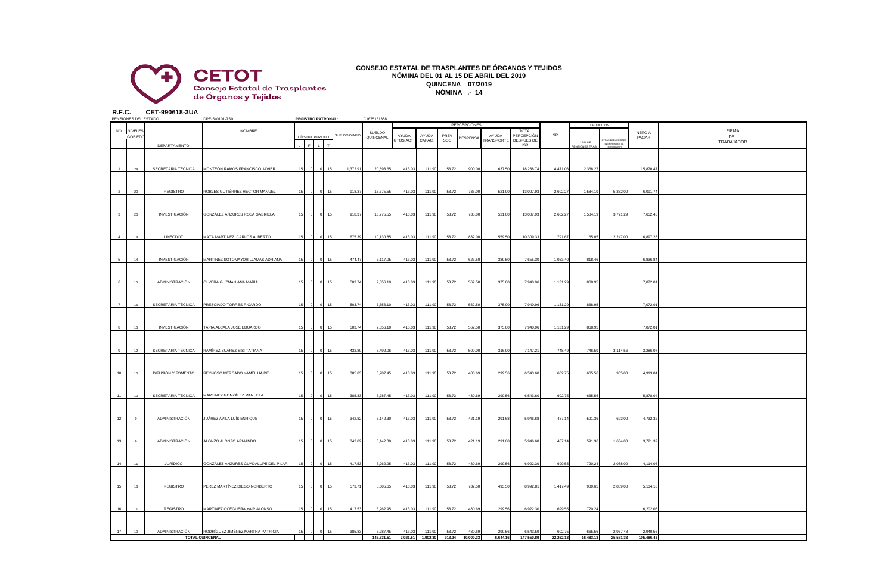**CETOT**
Consejo Estatal de Trasplantes de Órganos y Tejidos

## CONSEJO ESTATAL DE TRASPLANTES DE ÓRGANOS Y TEJIDOS
### NÓMINA DEL 01 AL 15 DE ABRIL DEL 2019
### QUINCENA 07/2019
### NÓMINA .- 14

**R.F.C. CET-990618-3UA**

PENSIONES DEL ESTADO DPE-540101-TS0 **REGISTRO PATRONAL:** C1675161388

| NO. | NIVELES GOB EDO | DEPARTAMENTO | NOMBRE | DÍAS DEL PERIODO L | F | L | T | SUELDO DIARIO | PERCEPCIONES SUELDO QUINCENAL | AYUDA GTOS ACT. | AYUDA CAPAC. | PREV SOC | DESPENSA | AYUDA TRANSPORTE | TOTAL PERCEPCIÓN DESPUES DE ISR | ISR | DEDUCCIÓN 11.5% DE PENSIONES TRAB. | OTRAS DEDUCCIONES INHERENTES AL TRABAJADOR | NETO A PAGAR | FIRMA DEL TRABAJADOR |
|---|---|---|---|---|---|---|---|---|---|---|---|---|---|---|---|---|---|---|---|---|
| 1 | 24 | SECRETARIA TÉCNICA | MONTEÓN RAMOS FRANCISCO JAVIER | 15 | 0 | 0 | 15 | 1,372.91 | 20,593.65 | 413.03 | 111.90 | 53.72 | 900.00 | 637.50 | 18,238.74 | 4,471.06 | 2,368.27 | | 15,870.47 | |
| 2 | 20 | REGISTRO | ROBLES GUTIÉRREZ HÉCTOR MANUEL | 15 | 0 | 0 | 15 | 918.37 | 13,775.55 | 413.03 | 111.90 | 53.72 | 735.00 | 521.00 | 13,007.93 | 2,602.27 | 1,584.19 | 5,332.00 | 6,091.74 | |
| 3 | 20 | INVESTIGACIÓN | GONZÁLEZ ANZURES ROSA GABRIELA | 15 | 0 | 0 | 15 | 918.37 | 13,775.55 | 413.03 | 111.90 | 53.72 | 735.00 | 521.00 | 13,007.93 | 2,602.27 | 1,584.19 | 3,771.29 | 7,652.45 | |
| 4 | 18 | UNECDOT | MATA MARTINEZ CARLOS ALBERTO | 15 | 0 | 0 | 15 | 675.39 | 10,130.85 | 413.03 | 111.90 | 53.72 | 832.00 | 559.50 | 10,309.33 | 1,791.67 | 1,165.05 | 2,247.00 | 6,897.28 | |
| 5 | 14 | INVESTIGACIÓN | MARTÍNEZ SOTOMAYOR LLAMAS ADRIANA | 15 | 0 | 0 | 15 | 474.47 | 7,117.05 | 413.03 | 111.90 | 53.72 | 623.50 | 389.50 | 7,655.30 | 1,053.40 | 818.46 | | 6,836.84 | |
| 6 | 15 | ADMINISTRACIÓN | OLVERA GUZMÁN ANA MARÍA | 15 | 0 | 0 | 15 | 503.74 | 7,556.10 | 413.03 | 111.90 | 53.72 | 562.50 | 375.00 | 7,940.96 | 1,131.29 | 868.95 | | 7,072.01 | |
| 7 | 15 | SECRETARIA TÉCNICA | PRESCIADO TORRES RICARDO | 15 | 0 | 0 | 15 | 503.74 | 7,556.10 | 413.03 | 111.90 | 53.72 | 562.50 | 375.00 | 7,940.96 | 1,131.29 | 868.95 | | 7,072.01 | |
| 8 | 15 | INVESTIGACIÓN | TAPIA ALCALA JOSÉ EDUARDO | 15 | 0 | 0 | 15 | 503.74 | 7,556.10 | 413.03 | 111.90 | 53.72 | 562.50 | 375.00 | 7,940.96 | 1,131.29 | 868.95 | | 7,072.01 | |
| 9 | 12 | SECRETARIA TÉCNICA | RAMÍREZ SUÁREZ SISI TATIANA | 15 | 0 | 0 | 15 | 432.80 | 6,492.06 | 413.03 | 111.90 | 53.72 | 509.00 | 316.00 | 7,147.21 | 748.49 | 746.59 | 3,114.56 | 3,286.07 | |
| 10 | 10 | DIFUSIÓN Y FOMENTO | REYNOSO MERCADO YAMEL HAIDE | 15 | 0 | 0 | 15 | 385.83 | 5,787.45 | 413.03 | 111.90 | 53.72 | 480.69 | 299.56 | 6,543.60 | 602.75 | 665.56 | 965.00 | 4,913.04 | |
| 11 | 10 | SECRETARIA TÉCNICA | MARTÍNEZ GONZÁLEZ MANUELA | 15 | 0 | 0 | 15 | 385.83 | 5,787.45 | 413.03 | 111.90 | 53.72 | 480.69 | 299.56 | 6,543.60 | 602.75 | 665.56 | | 5,878.04 | |
| 12 | 9 | ADMINISTRACIÓN | JUÁREZ ÁVILA LUÍS ENRIQUE | 15 | 0 | 0 | 15 | 342.82 | 5,142.30 | 413.03 | 111.90 | 53.72 | 421.19 | 291.68 | 5,946.68 | 487.14 | 591.36 | 623.00 | 4,732.32 | |
| 13 | 9 | ADMINISTRACIÓN | ALONZO ALONZO ARMANDO | 15 | 0 | 0 | 15 | 342.82 | 5,142.30 | 413.03 | 111.90 | 53.72 | 421.19 | 291.68 | 5,946.68 | 487.14 | 591.36 | 1,634.00 | 3,721.32 | |
| 14 | 11 | JURÍDICO | GONZÁLEZ ANZURES GUADALUPE DEL PILAR | 15 | 0 | 0 | 15 | 417.53 | 6,262.95 | 413.03 | 111.90 | 53.72 | 480.69 | 299.56 | 6,922.30 | 699.55 | 720.24 | 2,088.00 | 4,114.06 | |
| 15 | 16 | REGISTRO | PEREZ MARTÍNEZ DIEGO NORBERTO | 15 | 0 | 0 | 15 | 573.71 | 8,605.65 | 413.03 | 111.90 | 53.72 | 732.50 | 493.50 | 8,992.81 | 1,417.49 | 989.65 | 2,869.00 | 5,134.16 | |
| 16 | 11 | REGISTRO | MARTÍNEZ OCEGUERA YAIR ALONSO | 15 | 0 | 0 | 15 | 417.53 | 6,262.95 | 413.03 | 111.90 | 53.72 | 480.69 | 299.56 | 6,922.30 | 699.55 | 720.24 | | 6,202.06 | |
| 17 | 10 | ADMINISTRACIÓN | RODRIGUEZ JIMÉNEZ MARTHA PATRICIA | 15 | 0 | 0 | 15 | 385.83 | 5,787.45 | 413.03 | 111.90 | 53.72 | 480.69 | 299.56 | 6,543.59 | 602.75 | 665.56 | 2,937.48 | 2,940.56 | |
| | | | **TOTAL QUINCENAL** | | | | | | **143,331.51** | **7,021.51** | **1,902.30** | **913.24** | **10,000.33** | **6,644.16** | **147,550.89** | **22,262.13** | **16,483.13** | **25,581.33** | **105,486.43** | |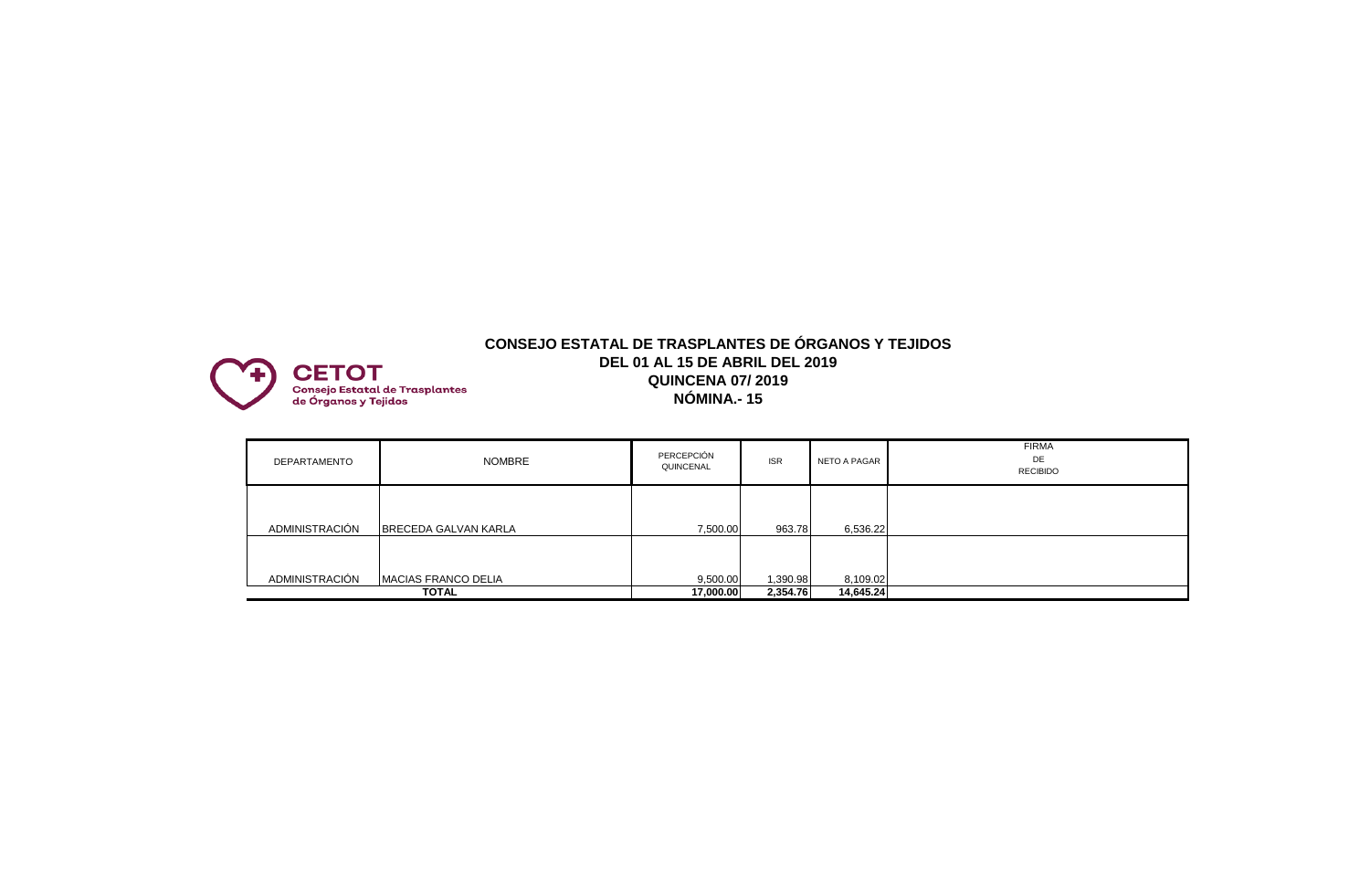CETOT
Consejo Estatal de Trasplantes de Órganos y Tejidos

**CONSEJO ESTATAL DE TRASPLANTES DE ÓRGANOS Y TEJIDOS**
**DEL 01 AL 15 DE ABRIL DEL 2019**
**QUINCENA 07/ 2019**
**NÓMINA.- 15**

| DEPARTAMENTO | NOMBRE | PERCEPCIÓN QUINCENAL | ISR | NETO A PAGAR | FIRMA DE RECIBIDO |
|---|---|---|---|---|---|
| ADMINISTRACIÓN | BRECEDA GALVAN KARLA | 7,500.00 | 963.78 | 6,536.22 | |
| ADMINISTRACIÓN | MACIAS FRANCO DELIA | 9,500.00 | 1,390.98 | 8,109.02 | |
| **TOTAL** | | **17,000.00** | **2,354.76** | **14,645.24** | |